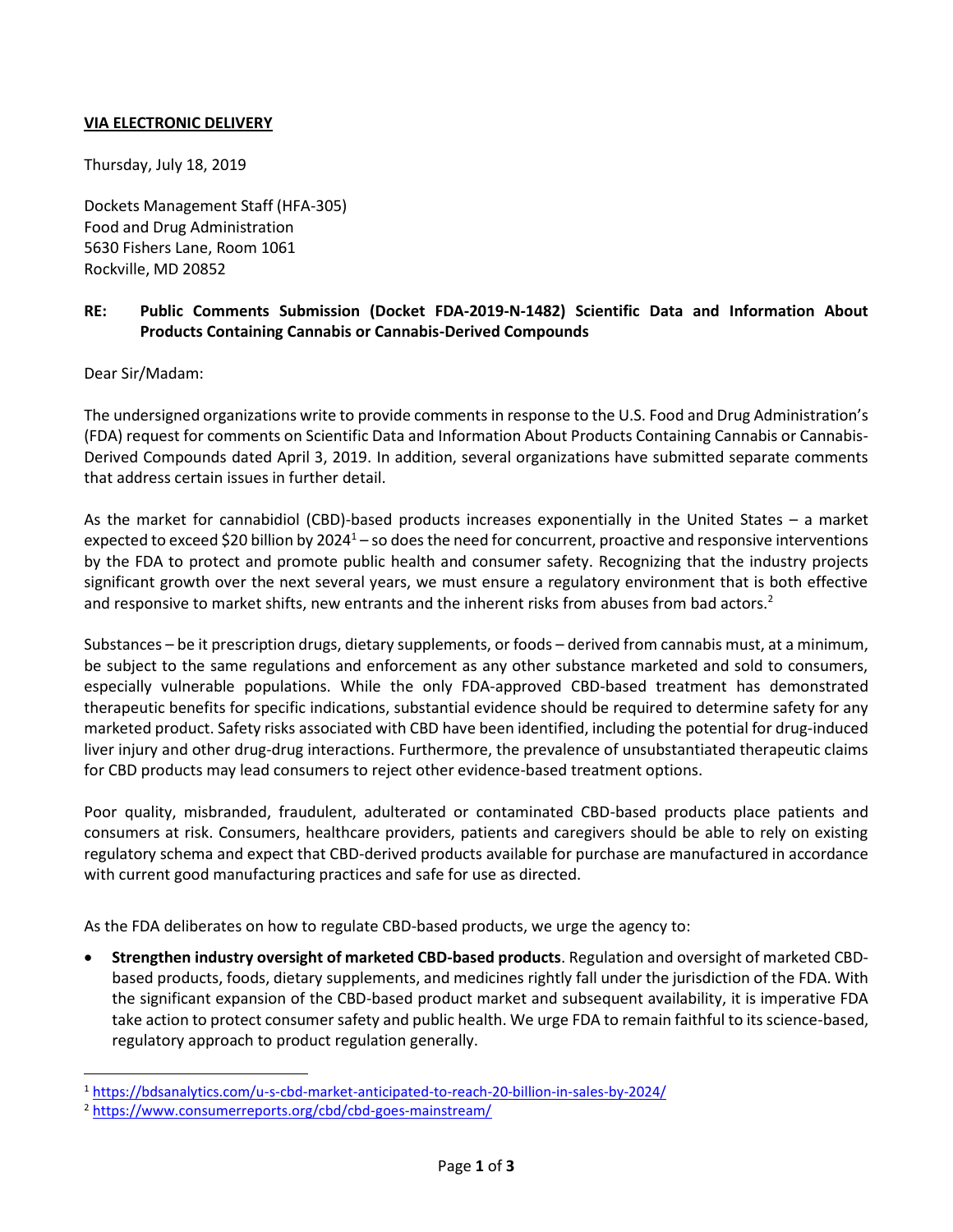**<u>VIA ELECTRONIC DELIVERY</u>**

Thursday, July 18, 2019

Dockets Management Staff (HFA-305)
Food and Drug Administration
5630 Fishers Lane, Room 1061
Rockville, MD 20852

**RE: Public Comments Submission (Docket FDA-2019-N-1482) Scientific Data and Information About Products Containing Cannabis or Cannabis-Derived Compounds**

Dear Sir/Madam:

The undersigned organizations write to provide comments in response to the U.S. Food and Drug Administration's (FDA) request for comments on Scientific Data and Information About Products Containing Cannabis or Cannabis-Derived Compounds dated April 3, 2019. In addition, several organizations have submitted separate comments that address certain issues in further detail.

As the market for cannabidiol (CBD)-based products increases exponentially in the United States – a market expected to exceed $20 billion by 2024[1] – so does the need for concurrent, proactive and responsive interventions by the FDA to protect and promote public health and consumer safety. Recognizing that the industry projects significant growth over the next several years, we must ensure a regulatory environment that is both effective and responsive to market shifts, new entrants and the inherent risks from abuses from bad actors.[2]

Substances – be it prescription drugs, dietary supplements, or foods – derived from cannabis must, at a minimum, be subject to the same regulations and enforcement as any other substance marketed and sold to consumers, especially vulnerable populations. While the only FDA-approved CBD-based treatment has demonstrated therapeutic benefits for specific indications, substantial evidence should be required to determine safety for any marketed product. Safety risks associated with CBD have been identified, including the potential for drug-induced liver injury and other drug-drug interactions. Furthermore, the prevalence of unsubstantiated therapeutic claims for CBD products may lead consumers to reject other evidence-based treatment options.

Poor quality, misbranded, fraudulent, adulterated or contaminated CBD-based products place patients and consumers at risk. Consumers, healthcare providers, patients and caregivers should be able to rely on existing regulatory schema and expect that CBD-derived products available for purchase are manufactured in accordance with current good manufacturing practices and safe for use as directed.

As the FDA deliberates on how to regulate CBD-based products, we urge the agency to:

- **Strengthen industry oversight of marketed CBD-based products**. Regulation and oversight of marketed CBD-based products, foods, dietary supplements, and medicines rightly fall under the jurisdiction of the FDA. With the significant expansion of the CBD-based product market and subsequent availability, it is imperative FDA take action to protect consumer safety and public health. We urge FDA to remain faithful to its science-based, regulatory approach to product regulation generally.

---

[1] https://bdsanalytics.com/u-s-cbd-market-anticipated-to-reach-20-billion-in-sales-by-2024/

[2] https://www.consumerreports.org/cbd/cbd-goes-mainstream/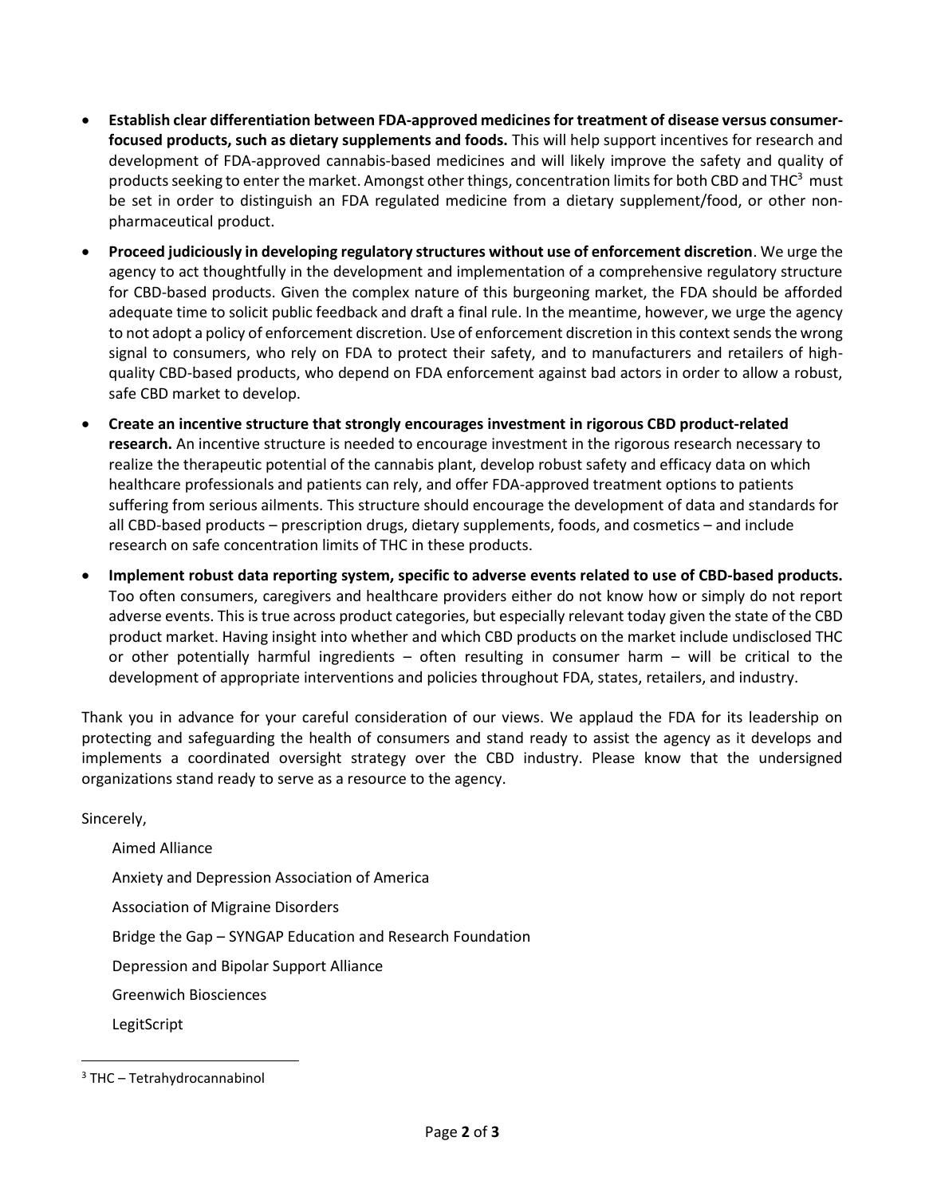- **Establish clear differentiation between FDA-approved medicines for treatment of disease versus consumer-focused products, such as dietary supplements and foods.** This will help support incentives for research and development of FDA-approved cannabis-based medicines and will likely improve the safety and quality of products seeking to enter the market. Amongst other things, concentration limits for both CBD and THC[3] must be set in order to distinguish an FDA regulated medicine from a dietary supplement/food, or other non-pharmaceutical product.
- **Proceed judiciously in developing regulatory structures without use of enforcement discretion**. We urge the agency to act thoughtfully in the development and implementation of a comprehensive regulatory structure for CBD-based products. Given the complex nature of this burgeoning market, the FDA should be afforded adequate time to solicit public feedback and draft a final rule. In the meantime, however, we urge the agency to not adopt a policy of enforcement discretion. Use of enforcement discretion in this context sends the wrong signal to consumers, who rely on FDA to protect their safety, and to manufacturers and retailers of high-quality CBD-based products, who depend on FDA enforcement against bad actors in order to allow a robust, safe CBD market to develop.
- **Create an incentive structure that strongly encourages investment in rigorous CBD product-related research.** An incentive structure is needed to encourage investment in the rigorous research necessary to realize the therapeutic potential of the cannabis plant, develop robust safety and efficacy data on which healthcare professionals and patients can rely, and offer FDA-approved treatment options to patients suffering from serious ailments. This structure should encourage the development of data and standards for all CBD-based products – prescription drugs, dietary supplements, foods, and cosmetics – and include research on safe concentration limits of THC in these products.
- **Implement robust data reporting system, specific to adverse events related to use of CBD-based products.** Too often consumers, caregivers and healthcare providers either do not know how or simply do not report adverse events. This is true across product categories, but especially relevant today given the state of the CBD product market. Having insight into whether and which CBD products on the market include undisclosed THC or other potentially harmful ingredients – often resulting in consumer harm – will be critical to the development of appropriate interventions and policies throughout FDA, states, retailers, and industry.

Thank you in advance for your careful consideration of our views. We applaud the FDA for its leadership on protecting and safeguarding the health of consumers and stand ready to assist the agency as it develops and implements a coordinated oversight strategy over the CBD industry. Please know that the undersigned organizations stand ready to serve as a resource to the agency.

Sincerely,

Aimed Alliance

Anxiety and Depression Association of America

Association of Migraine Disorders

Bridge the Gap – SYNGAP Education and Research Foundation

Depression and Bipolar Support Alliance

Greenwich Biosciences

LegitScript

---

[3] THC – Tetrahydrocannabinol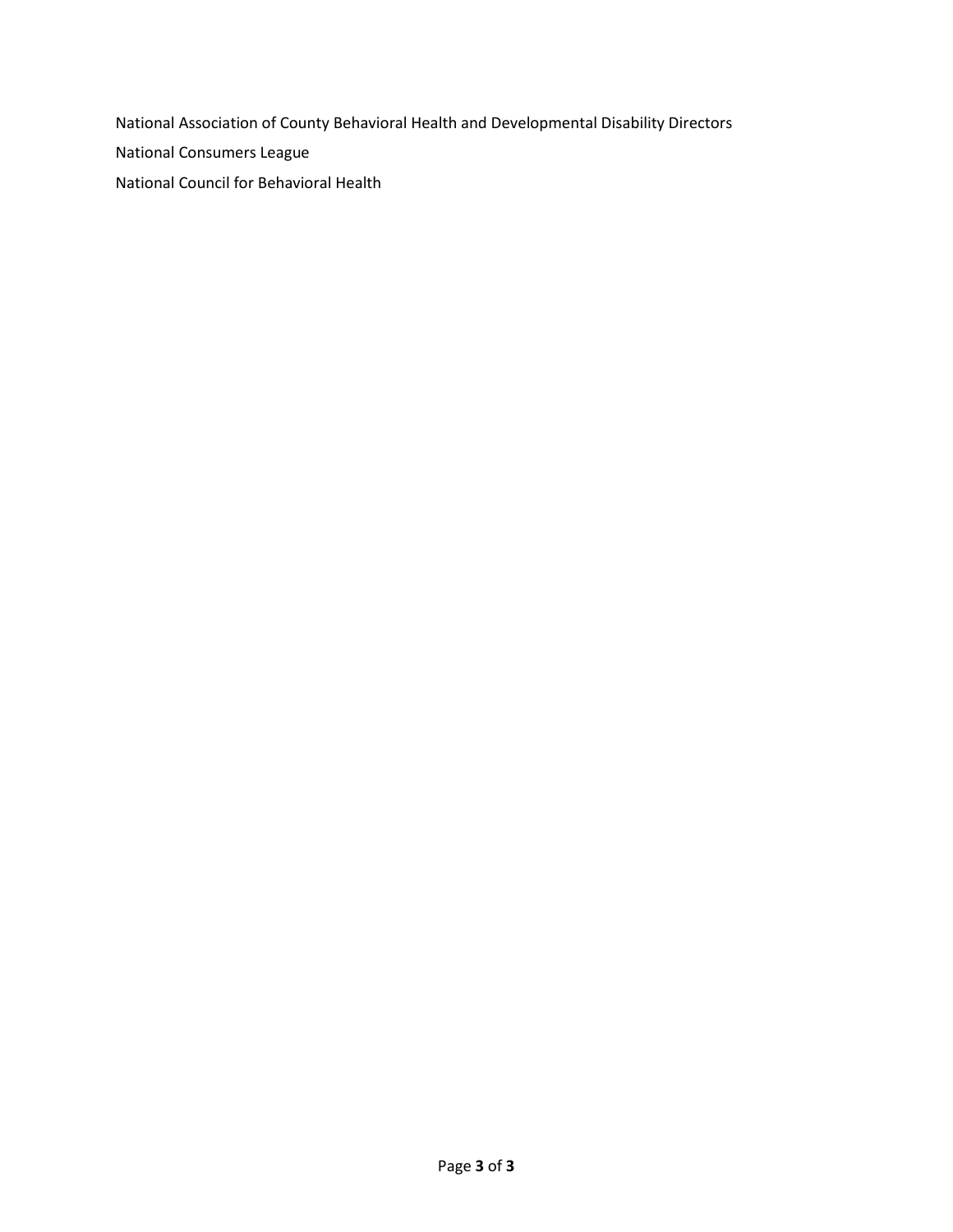National Association of County Behavioral Health and Developmental Disability Directors

National Consumers League

National Council for Behavioral Health